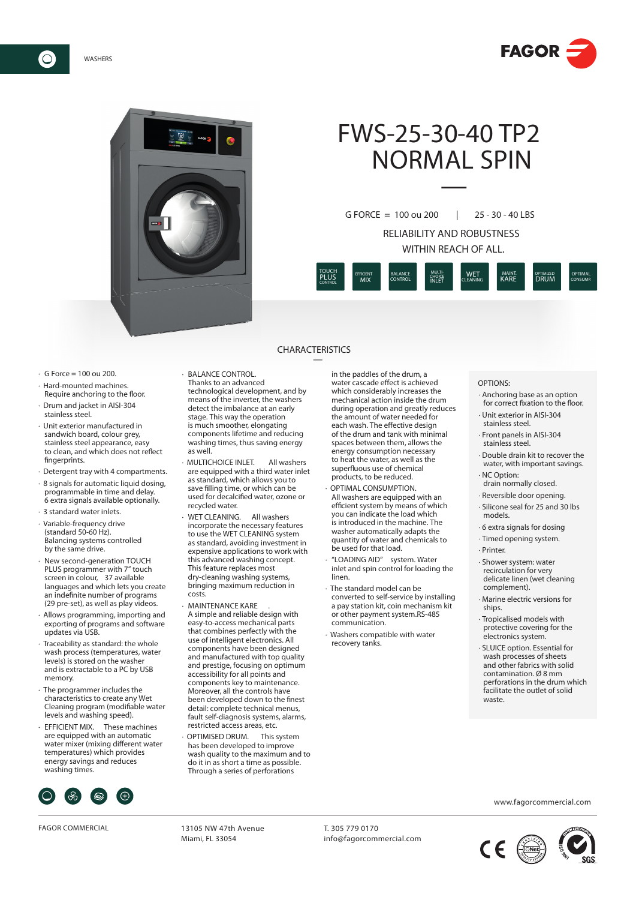WASHERS

# FWS-25-30-40 TP2 NORMAL SPIN

G FORCE = 100 ou 200 | 25 - 30 - 40 LBS

RELIABILITY AND ROBUSTNESS WITHIN REACH OF ALL.

TOUCH PLUS CONTROL | EFFICIENT MIX | BALANCE CONTROL | MULTI-CHOICE INLET | WET CLEANING | MAINT. KARE | OPTIMIZED DRUM | OPTIMAL CONSUMP.

## CHARACTERISTICS

- G Force = 100 ou 200.
- Hard-mounted machines. Require anchoring to the floor.
- Drum and jacket in AISI-304 stainless steel.
- Unit exterior manufactured in sandwich board, colour grey, stainless steel appearance, easy to clean, and which does not reflect fingerprints.
- Detergent tray with 4 compartments.
- 8 signals for automatic liquid dosing, programmable in time and delay. 6 extra signals available optionally.
- 3 standard water inlets.
- Variable-frequency drive (standard 50-60 Hz). Balancing systems controlled by the same drive.
- New second-generation TOUCH PLUS programmer with 7" touch screen in colour, 37 available languages and which lets you create an indefinite number of programs (29 pre-set), as well as play videos.
- Allows programming, importing and exporting of programs and software updates via USB.
- Traceability as standard: the whole wash process (temperatures, water levels) is stored on the washer and is extractable to a PC by USB memory.
- The programmer includes the characteristics to create any Wet Cleaning program (modifiable water levels and washing speed).
- EFFICIENT MIX. These machines are equipped with an automatic water mixer (mixing different water temperatures) which provides energy savings and reduces washing times.
- BALANCE CONTROL. Thanks to an advanced technological development, and by means of the inverter, the washers detect the imbalance at an early stage. This way the operation is much smoother, elongating components lifetime and reducing washing times, thus saving energy as well.
- MULTICHOICE INLET. All washers are equipped with a third water inlet as standard, which allows you to save filling time, or which can be used for decalcified water, ozone or recycled water.
- WET CLEANING. All washers incorporate the necessary features to use the WET CLEANING system as standard, avoiding investment in expensive applications to work with this advanced washing concept. This feature replaces most dry-cleaning washing systems, bringing maximum reduction in costs.
- MAINTENANCE KARE. A simple and reliable design with easy-to-access mechanical parts that combines perfectly with the use of intelligent electronics. All components have been designed and manufactured with top quality and prestige, focusing on optimum accessibility for all points and components key to maintenance. Moreover, all the controls have been developed down to the finest detail: complete technical menus, fault self-diagnosis systems, alarms, restricted access areas, etc.
- OPTIMISED DRUM. This system has been developed to improve wash quality to the maximum and to do it in as short a time as possible. Through a series of perforations in the paddles of the drum, a water cascade effect is achieved which considerably increases the mechanical action inside the drum during operation and greatly reduces the amount of water needed for each wash. The effective design of the drum and tank with minimal spaces between them, allows the energy consumption necessary to heat the water, as well as the superfluous use of chemical products, to be reduced.
- OPTIMAL CONSUMPTION. All washers are equipped with an efficient system by means of which you can indicate the load which is introduced in the machine. The washer automatically adapts the quantity of water and chemicals to be used for that load.
- "LOADING AID" system. Water inlet and spin control for loading the linen.
- The standard model can be converted to self-service by installing a pay station kit, coin mechanism kit or other payment system.RS-485 communication.
- Washers compatible with water recovery tanks.

**OPTIONS:**

- Anchoring base as an option for correct fixation to the floor.
- Unit exterior in AISI-304 stainless steel.
- Front panels in AISI-304 stainless steel.
- Double drain kit to recover the water, with important savings.
- NC Option: drain normally closed.
- Reversible door opening.
- Silicone seal for 25 and 30 lbs models.
- 6 extra signals for dosing
- Timed opening system.
- Printer.
- Shower system: water recirculation for very delicate linen (wet cleaning complement).
- Marine electric versions for ships.
- Tropicalised models with protective covering for the electronics system.
- SLUICE option. Essential for wash processes of sheets and other fabrics with solid contamination. Ø 8 mm perforations in the drum which facilitate the outlet of solid waste.

www.fagorcommercial.com

FAGOR COMMERCIAL

13105 NW 47th Avenue
Miami, FL 33054

T. 305 779 0170
info@fagorcommercial.com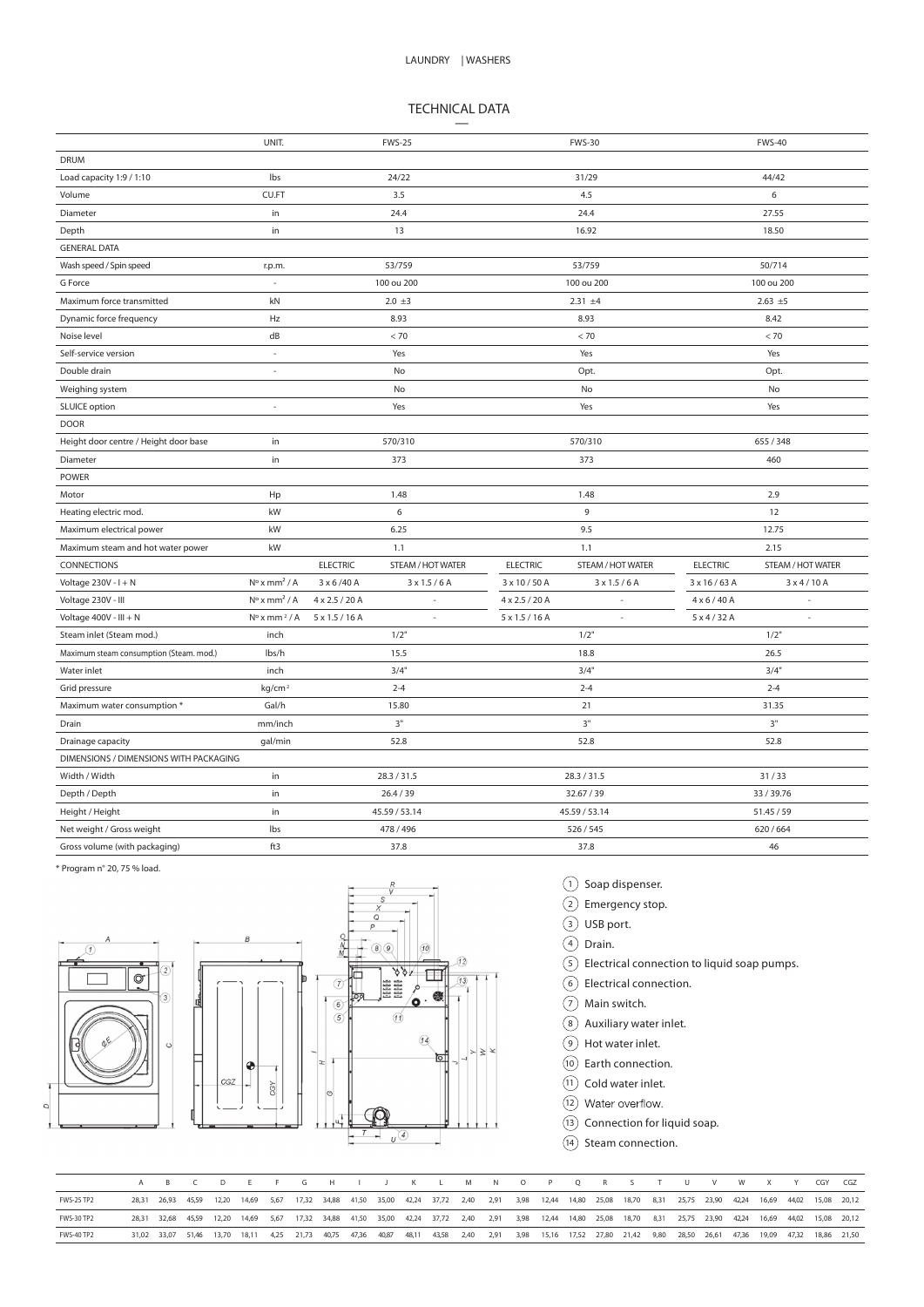LAUNDRY | WASHERS

## TECHNICAL DATA

| | UNIT. | FWS-25 | | FWS-30 | | FWS-40 | |
|---|---|---|---|---|---|---|---|
| DRUM | | | | | | | |
| Load capacity 1:9 / 1:10 | lbs | 24/22 | | 31/29 | | 44/42 | |
| Volume | CU.FT | 3.5 | | 4.5 | | 6 | |
| Diameter | in | 24.4 | | 24.4 | | 27.55 | |
| Depth | in | 13 | | 16.92 | | 18.50 | |
| GENERAL DATA | | | | | | | |
| Wash speed / Spin speed | r.p.m. | 53/759 | | 53/759 | | 50/714 | |
| G Force | - | 100 ou 200 | | 100 ou 200 | | 100 ou 200 | |
| Maximum force transmitted | kN | 2.0 ±3 | | 2.31 ±4 | | 2.63 ±5 | |
| Dynamic force frequency | Hz | 8.93 | | 8.93 | | 8.42 | |
| Noise level | dB | < 70 | | < 70 | | < 70 | |
| Self-service version | - | Yes | | Yes | | Yes | |
| Double drain | - | No | | Opt. | | Opt. | |
| Weighing system | | No | | No | | No | |
| SLUICE option | - | Yes | | Yes | | Yes | |
| DOOR | | | | | | | |
| Height door centre / Height door base | in | 570/310 | | 570/310 | | 655 / 348 | |
| Diameter | in | 373 | | 373 | | 460 | |
| POWER | | | | | | | |
| Motor | Hp | 1.48 | | 1.48 | | 2.9 | |
| Heating electric mod. | kW | 6 | | 9 | | 12 | |
| Maximum electrical power | kW | 6.25 | | 9.5 | | 12.75 | |
| Maximum steam and hot water power | kW | 1.1 | | 1.1 | | 2.15 | |
| CONNECTIONS | | ELECTRIC | STEAM / HOT WATER | ELECTRIC | STEAM / HOT WATER | ELECTRIC | STEAM / HOT WATER |
| Voltage 230V - I + N | Nº x mm² / A | 3 x 6 /40 A | 3 x 1.5 / 6 A | 3 x 10 / 50 A | 3 x 1.5 / 6 A | 3 x 16 / 63 A | 3 x 4 / 10 A |
| Voltage 230V - III | Nº x mm² / A | 4 x 2.5 / 20 A | - | 4 x 2.5 / 20 A | - | 4 x 6 / 40 A | - |
| Voltage 400V - III + N | Nº x mm² / A | 5 x 1.5 / 16 A | - | 5 x 1.5 / 16 A | - | 5 x 4 / 32 A | - |
| Steam inlet (Steam mod.) | inch | 1/2" | | 1/2" | | 1/2" | |
| Maximum steam consumption (Steam. mod.) | lbs/h | 15.5 | | 18.8 | | 26.5 | |
| Water inlet | inch | 3/4" | | 3/4" | | 3/4" | |
| Grid pressure | kg/cm² | 2-4 | | 2-4 | | 2-4 | |
| Maximum water consumption * | Gal/h | 15.80 | | 21 | | 31.35 | |
| Drain | mm/inch | 3" | | 3" | | 3" | |
| Drainage capacity | gal/min | 52.8 | | 52.8 | | 52.8 | |
| DIMENSIONS / DIMENSIONS WITH PACKAGING | | | | | | | |
| Width / Width | in | 28.3 / 31.5 | | 28.3 / 31.5 | | 31 / 33 | |
| Depth / Depth | in | 26.4 / 39 | | 32.67 / 39 | | 33 / 39.76 | |
| Height / Height | in | 45.59 / 53.14 | | 45.59 / 53.14 | | 51.45 / 59 | |
| Net weight / Gross weight | lbs | 478 / 496 | | 526 / 545 | | 620 / 664 | |
| Gross volume (with packaging) | ft3 | 37.8 | | 37.8 | | 46 | |

\* Program nº 20, 75 % load.

1. Soap dispenser.
2. Emergency stop.
3. USB port.
4. Drain.
5. Electrical connection to liquid soap pumps.
6. Electrical connection.
7. Main switch.
8. Auxiliary water inlet.
9. Hot water inlet.
10. Earth connection.
11. Cold water inlet.
12. Water overflow.
13. Connection for liquid soap.
14. Steam connection.

| | A | B | C | D | E | F | G | H | I | J | K | L | M | N | O | P | Q | R | S | T | U | V | W | X | Y | CGY | CGZ |
|---|---|---|---|---|---|---|---|---|---|---|---|---|---|---|---|---|---|---|---|---|---|---|---|---|---|---|---|
| FWS-25 TP2 | 28,31 | 26,93 | 45,59 | 12,20 | 14,69 | 5,67 | 17,32 | 34,88 | 41,50 | 35,00 | 42,24 | 37,72 | 2,40 | 2,91 | 3,98 | 12,44 | 14,80 | 25,08 | 18,70 | 8,31 | 25,75 | 23,90 | 42,24 | 16,69 | 44,02 | 15,08 | 20,12 |
| FWS-30 TP2 | 28,31 | 32,68 | 45,59 | 12,20 | 14,69 | 5,67 | 17,32 | 34,88 | 41,50 | 35,00 | 42,24 | 37,72 | 2,40 | 2,91 | 3,98 | 12,44 | 14,80 | 25,08 | 18,70 | 8,31 | 25,75 | 23,90 | 42,24 | 16,69 | 44,02 | 15,08 | 20,12 |
| FWS-40 TP2 | 31,02 | 33,07 | 51,46 | 13,70 | 18,11 | 4,25 | 21,73 | 40,75 | 47,36 | 40,87 | 48,11 | 43,58 | 2,40 | 2,91 | 3,98 | 15,16 | 17,52 | 27,80 | 21,42 | 9,80 | 28,50 | 26,61 | 47,36 | 19,09 | 47,32 | 18,86 | 21,50 |